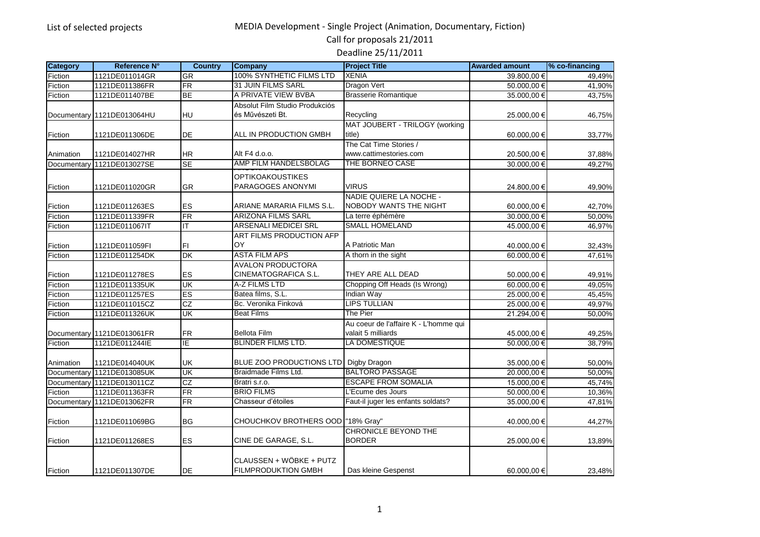List of selected projects

# MEDIA Development - Single Project (Animation, Documentary, Fiction)

## Call for proposals 21/2011

## Deadline 25/11/2011

| Category | Reference N° | Country | Company | Project Title | Awarded amount | % co-financing |
|---|---|---|---|---|---|---|
| Fiction | 1121DE011014GR | GR | 100% SYNTHETIC FILMS LTD | XENIA | 39.800,00 € | 49,49% |
| Fiction | 1121DE011386FR | FR | 31 JUIN FILMS SARL | Dragon Vert | 50.000,00 € | 41,90% |
| Fiction | 1121DE011407BE | BE | A PRIVATE VIEW BVBA | Brasserie Romantique | 35.000,00 € | 43,75% |
| Documentary | 1121DE013064HU | HU | Absolut Film Studio Produkciós és Művészeti Bt. | Recycling | 25.000,00 € | 46,75% |
| Fiction | 1121DE011306DE | DE | ALL IN PRODUCTION GMBH | MAT JOUBERT - TRILOGY (working title) | 60.000,00 € | 33,77% |
| Animation | 1121DE014027HR | HR | Alt F4 d.o.o. | The Cat Time Stories / www.cattimestories.com | 20.500,00 € | 37,88% |
| Documentary | 1121DE013027SE | SE | AMP FILM HANDELSBOLAG | THE BORNEO CASE | 30.000,00 € | 49,27% |
| Fiction | 1121DE011020GR | GR | OPTIKOAKOUSTIKES PARAGOGES ANONYMI | VIRUS | 24.800,00 € | 49,90% |
| Fiction | 1121DE011263ES | ES | ARIANE MARARIA FILMS S.L. | NADIE QUIERE LA NOCHE - NOBODY WANTS THE NIGHT | 60.000,00 € | 42,70% |
| Fiction | 1121DE011339FR | FR | ARIZONA FILMS SARL | La terre éphémère | 30.000,00 € | 50,00% |
| Fiction | 1121DE011067IT | IT | ARSENALI MEDICEI SRL | SMALL HOMELAND | 45.000,00 € | 46,97% |
| Fiction | 1121DE011059FI | FI | ART FILMS PRODUCTION AFP OY | A Patriotic Man | 40.000,00 € | 32,43% |
| Fiction | 1121DE011254DK | DK | ASTA FILM APS | A thorn in the sight | 60.000,00 € | 47,61% |
| Fiction | 1121DE011278ES | ES | AVALON PRODUCTORA CINEMATOGRAFICA S.L. | THEY ARE ALL DEAD | 50.000,00 € | 49,91% |
| Fiction | 1121DE011335UK | UK | A-Z FILMS LTD | Chopping Off Heads (Is Wrong) | 60.000,00 € | 49,05% |
| Fiction | 1121DE011257ES | ES | Batea films, S.L. | Indian Way | 25.000,00 € | 45,45% |
| Fiction | 1121DE011015CZ | CZ | Bc. Veronika Finková | LIPS TULLIAN | 25.000,00 € | 49,97% |
| Fiction | 1121DE011326UK | UK | Beat Films | The Pier | 21.294,00 € | 50,00% |
| Documentary | 1121DE013061FR | FR | Bellota Film | Au coeur de l'affaire K - L'homme qui valait 5 milliards | 45.000,00 € | 49,25% |
| Fiction | 1121DE011244IE | IE | BLINDER FILMS LTD. | LA DOMESTIQUE | 50.000,00 € | 38,79% |
| Animation | 1121DE014040UK | UK | BLUE ZOO PRODUCTIONS LTD | Digby Dragon | 35.000,00 € | 50,00% |
| Documentary | 1121DE013085UK | UK | Braidmade Films Ltd. | BALTORO PASSAGE | 20.000,00 € | 50,00% |
| Documentary | 1121DE013011CZ | CZ | Bratri s.r.o. | ESCAPE FROM SOMALIA | 15.000,00 € | 45,74% |
| Fiction | 1121DE011363FR | FR | BRIO FILMS | L'Ecume des Jours | 50.000,00 € | 10,36% |
| Documentary | 1121DE013062FR | FR | Chasseur d'étoiles | Faut-il juger les enfants soldats? | 35.000,00 € | 47,81% |
| Fiction | 1121DE011069BG | BG | CHOUCHKOV BROTHERS OOD | "18% Gray" | 40.000,00 € | 44,27% |
| Fiction | 1121DE011268ES | ES | CINE DE GARAGE, S.L. | CHRONICLE BEYOND THE BORDER | 25.000,00 € | 13,89% |
| Fiction | 1121DE011307DE | DE | CLAUSSEN + WÖBKE + PUTZ FILMPRODUKTION GMBH | Das kleine Gespenst | 60.000,00 € | 23,48% |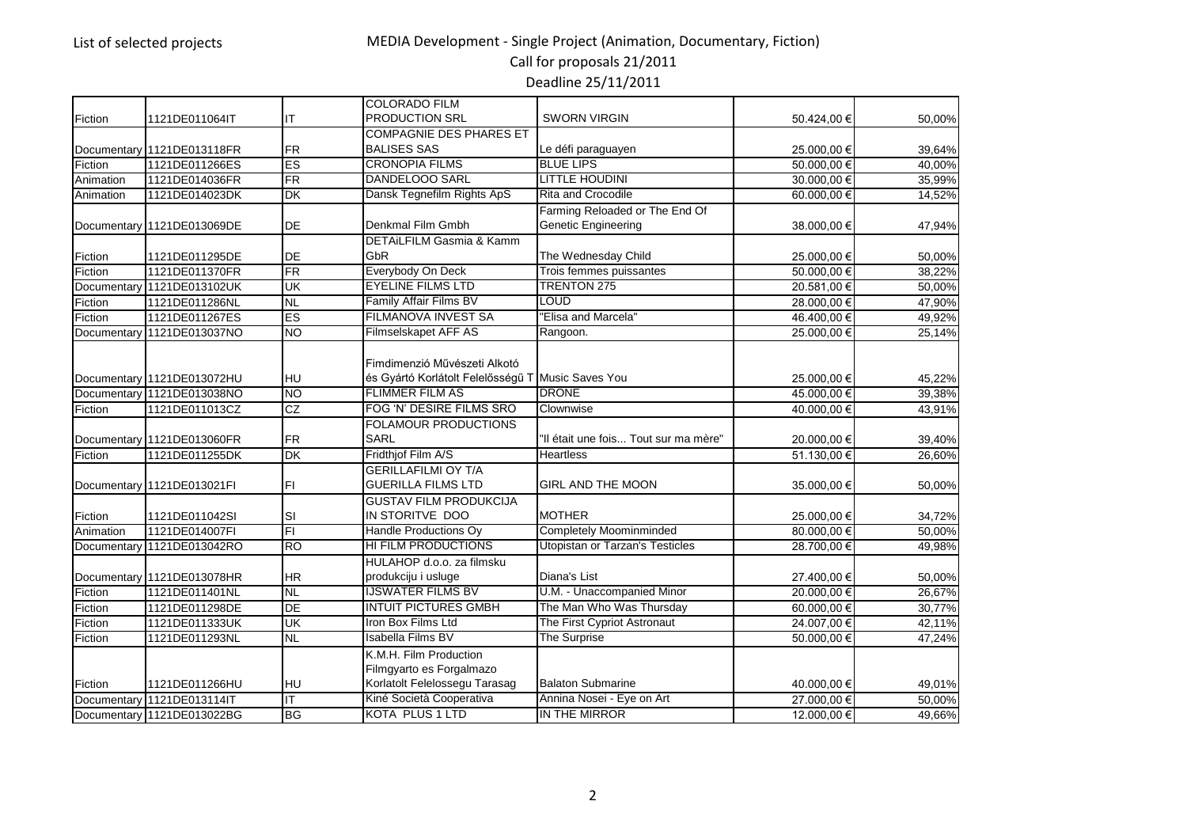List of selected projects

# MEDIA Development - Single Project (Animation, Documentary, Fiction)

Call for proposals 21/2011

Deadline 25/11/2011

| | | | | | | |
|---|---|---|---|---|---|---|
| Fiction | 1121DE011064IT | IT | COLORADO FILM PRODUCTION SRL | SWORN VIRGIN | 50.424,00 € | 50,00% |
| Documentary | 1121DE013118FR | FR | COMPAGNIE DES PHARES ET BALISES SAS | Le défi paraguayen | 25.000,00 € | 39,64% |
| Fiction | 1121DE011266ES | ES | CRONOPIA FILMS | BLUE LIPS | 50.000,00 € | 40,00% |
| Animation | 1121DE014036FR | FR | DANDELOOO SARL | LITTLE HOUDINI | 30.000,00 € | 35,99% |
| Animation | 1121DE014023DK | DK | Dansk Tegnefilm Rights ApS | Rita and Crocodile | 60.000,00 € | 14,52% |
| Documentary | 1121DE013069DE | DE | Denkmal Film Gmbh | Farming Reloaded or The End Of Genetic Engineering | 38.000,00 € | 47,94% |
| Fiction | 1121DE011295DE | DE | DETAiLFILM Gasmia & Kamm GbR | The Wednesday Child | 25.000,00 € | 50,00% |
| Fiction | 1121DE011370FR | FR | Everybody On Deck | Trois femmes puissantes | 50.000,00 € | 38,22% |
| Documentary | 1121DE013102UK | UK | EYELINE FILMS LTD | TRENTON 275 | 20.581,00 € | 50,00% |
| Fiction | 1121DE011286NL | NL | Family Affair Films BV | LOUD | 28.000,00 € | 47,90% |
| Fiction | 1121DE011267ES | ES | FILMANOVA INVEST SA | "Elisa and Marcela" | 46.400,00 € | 49,92% |
| Documentary | 1121DE013037NO | NO | Filmselskapet AFF AS | Rangoon. | 25.000,00 € | 25,14% |
| Documentary | 1121DE013072HU | HU | Fimdimenzió Művészeti Alkotó és Gyártó Korlátolt Felelősségű T | Music Saves You | 25.000,00 € | 45,22% |
| Documentary | 1121DE013038NO | NO | FLIMMER FILM AS | DRONE | 45.000,00 € | 39,38% |
| Fiction | 1121DE011013CZ | CZ | FOG 'N' DESIRE FILMS SRO | Clownwise | 40.000,00 € | 43,91% |
| Documentary | 1121DE013060FR | FR | FOLAMOUR PRODUCTIONS SARL | "Il était une fois... Tout sur ma mère" | 20.000,00 € | 39,40% |
| Fiction | 1121DE011255DK | DK | Fridthjof Film A/S | Heartless | 51.130,00 € | 26,60% |
| Documentary | 1121DE013021FI | FI | GERILLAFILMI OY T/A GUERILLA FILMS LTD | GIRL AND THE MOON | 35.000,00 € | 50,00% |
| Fiction | 1121DE011042SI | SI | GUSTAV FILM PRODUKCIJA IN STORITVE DOO | MOTHER | 25.000,00 € | 34,72% |
| Animation | 1121DE014007FI | FI | Handle Productions Oy | Completely Moominminded | 80.000,00 € | 50,00% |
| Documentary | 1121DE013042RO | RO | HI FILM PRODUCTIONS | Utopistan or Tarzan's Testicles | 28.700,00 € | 49,98% |
| Documentary | 1121DE013078HR | HR | HULAHOP d.o.o. za filmsku produkciju i usluge | Diana's List | 27.400,00 € | 50,00% |
| Fiction | 1121DE011401NL | NL | IJSWATER FILMS BV | U.M. - Unaccompanied Minor | 20.000,00 € | 26,67% |
| Fiction | 1121DE011298DE | DE | INTUIT PICTURES GMBH | The Man Who Was Thursday | 60.000,00 € | 30,77% |
| Fiction | 1121DE011333UK | UK | Iron Box Films Ltd | The First Cypriot Astronaut | 24.007,00 € | 42,11% |
| Fiction | 1121DE011293NL | NL | Isabella Films BV | The Surprise | 50.000,00 € | 47,24% |
| Fiction | 1121DE011266HU | HU | K.M.H. Film Production Filmgyarto es Forgalmazo Korlatolt Felelossegu Tarasag | Balaton Submarine | 40.000,00 € | 49,01% |
| Documentary | 1121DE013114IT | IT | Kiné Società Cooperativa | Annina Nosei - Eye on Art | 27.000,00 € | 50,00% |
| Documentary | 1121DE013022BG | BG | KOTA PLUS 1 LTD | IN THE MIRROR | 12.000,00 € | 49,66% |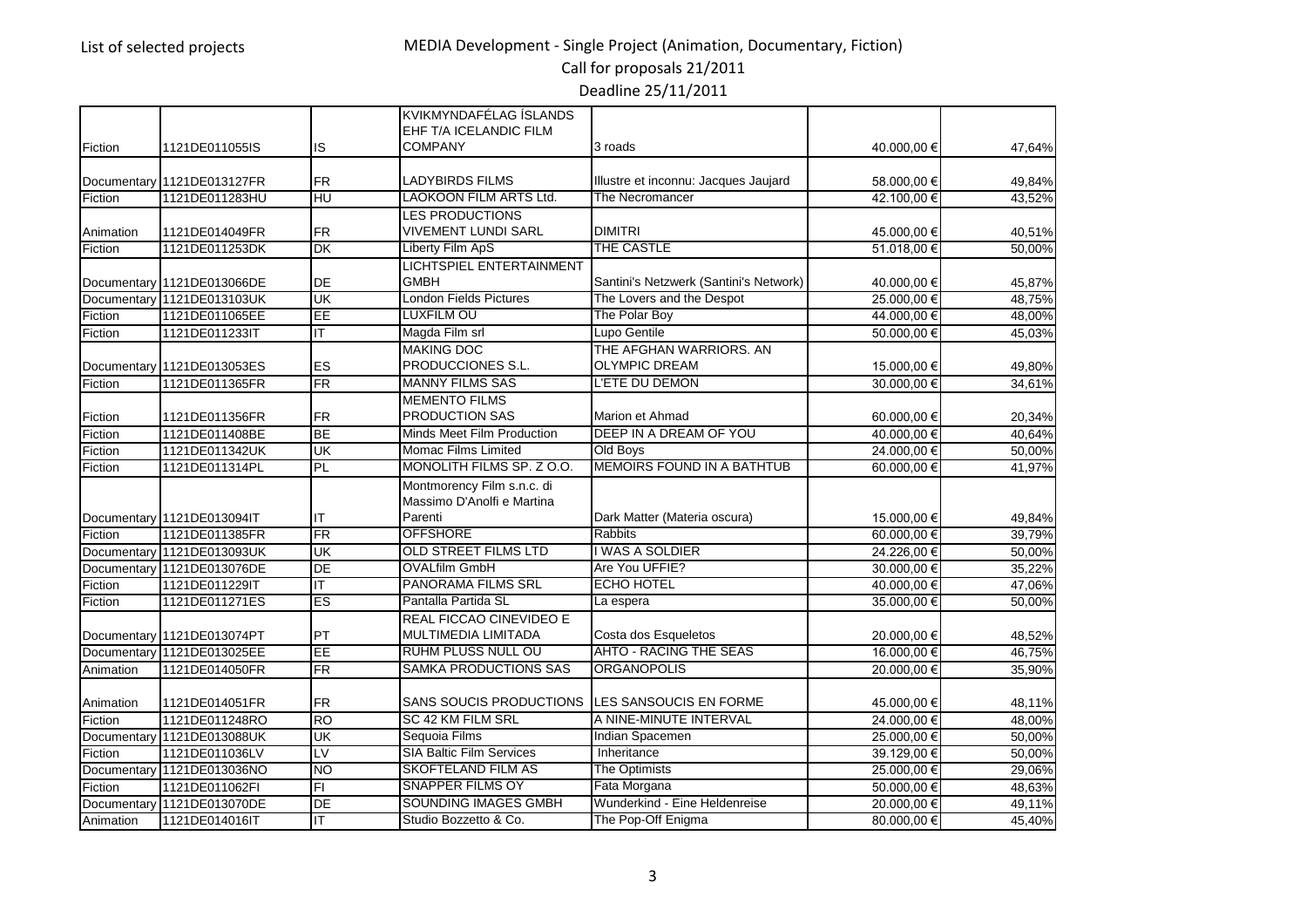List of selected projects

# MEDIA Development - Single Project (Animation, Documentary, Fiction)

## Call for proposals 21/2011

## Deadline 25/11/2011

| | | | | | | |
|---|---|---|---|---|---|---|
| Fiction | 1121DE011055IS | IS | KVIKMYNDAFÉLAG ÍSLANDS EHF T/A ICELANDIC FILM COMPANY | 3 roads | 40.000,00 € | 47,64% |
| Documentary | 1121DE013127FR | FR | LADYBIRDS FILMS | Illustre et inconnu: Jacques Jaujard | 58.000,00 € | 49,84% |
| Fiction | 1121DE011283HU | HU | LAOKOON FILM ARTS Ltd. | The Necromancer | 42.100,00 € | 43,52% |
| Animation | 1121DE014049FR | FR | LES PRODUCTIONS VIVEMENT LUNDI SARL | DIMITRI | 45.000,00 € | 40,51% |
| Fiction | 1121DE011253DK | DK | Liberty Film ApS | THE CASTLE | 51.018,00 € | 50,00% |
| Documentary | 1121DE013066DE | DE | LICHTSPIEL ENTERTAINMENT GMBH | Santini's Netzwerk (Santini's Network) | 40.000,00 € | 45,87% |
| Documentary | 1121DE013103UK | UK | London Fields Pictures | The Lovers and the Despot | 25.000,00 € | 48,75% |
| Fiction | 1121DE011065EE | EE | LUXFILM OU | The Polar Boy | 44.000,00 € | 48,00% |
| Fiction | 1121DE011233IT | IT | Magda Film srl | Lupo Gentile | 50.000,00 € | 45,03% |
| Documentary | 1121DE013053ES | ES | MAKING DOC PRODUCCIONES S.L. | THE AFGHAN WARRIORS. AN OLYMPIC DREAM | 15.000,00 € | 49,80% |
| Fiction | 1121DE011365FR | FR | MANNY FILMS SAS | L'ETE DU DEMON | 30.000,00 € | 34,61% |
| Fiction | 1121DE011356FR | FR | MEMENTO FILMS PRODUCTION SAS | Marion et Ahmad | 60.000,00 € | 20,34% |
| Fiction | 1121DE011408BE | BE | Minds Meet Film Production | DEEP IN A DREAM OF YOU | 40.000,00 € | 40,64% |
| Fiction | 1121DE011342UK | UK | Momac Films Limited | Old Boys | 24.000,00 € | 50,00% |
| Fiction | 1121DE011314PL | PL | MONOLITH FILMS SP. Z O.O. | MEMOIRS FOUND IN A BATHTUB | 60.000,00 € | 41,97% |
| Documentary | 1121DE013094IT | IT | Montmorency Film s.n.c. di Massimo D'Anolfi e Martina Parenti | Dark Matter (Materia oscura) | 15.000,00 € | 49,84% |
| Fiction | 1121DE011385FR | FR | OFFSHORE | Rabbits | 60.000,00 € | 39,79% |
| Documentary | 1121DE013093UK | UK | OLD STREET FILMS LTD | I WAS A SOLDIER | 24.226,00 € | 50,00% |
| Documentary | 1121DE013076DE | DE | OVALfilm GmbH | Are You UFFIE? | 30.000,00 € | 35,22% |
| Fiction | 1121DE011229IT | IT | PANORAMA FILMS SRL | ECHO HOTEL | 40.000,00 € | 47,06% |
| Fiction | 1121DE011271ES | ES | Pantalla Partida SL | La espera | 35.000,00 € | 50,00% |
| Documentary | 1121DE013074PT | PT | REAL FICCAO CINEVIDEO E MULTIMEDIA LIMITADA | Costa dos Esqueletos | 20.000,00 € | 48,52% |
| Documentary | 1121DE013025EE | EE | RUHM PLUSS NULL OU | AHTO - RACING THE SEAS | 16.000,00 € | 46,75% |
| Animation | 1121DE014050FR | FR | SAMKA PRODUCTIONS SAS | ORGANOPOLIS | 20.000,00 € | 35,90% |
| Animation | 1121DE014051FR | FR | SANS SOUCIS PRODUCTIONS | LES SANSOUCIS EN FORME | 45.000,00 € | 48,11% |
| Fiction | 1121DE011248RO | RO | SC 42 KM FILM SRL | A NINE-MINUTE INTERVAL | 24.000,00 € | 48,00% |
| Documentary | 1121DE013088UK | UK | Sequoia Films | Indian Spacemen | 25.000,00 € | 50,00% |
| Fiction | 1121DE011036LV | LV | SIA Baltic Film Services | Inheritance | 39.129,00 € | 50,00% |
| Documentary | 1121DE013036NO | NO | SKOFTELAND FILM AS | The Optimists | 25.000,00 € | 29,06% |
| Fiction | 1121DE011062FI | FI | SNAPPER FILMS OY | Fata Morgana | 50.000,00 € | 48,63% |
| Documentary | 1121DE013070DE | DE | SOUNDING IMAGES GMBH | Wunderkind - Eine Heldenreise | 20.000,00 € | 49,11% |
| Animation | 1121DE014016IT | IT | Studio Bozzetto & Co. | The Pop-Off Enigma | 80.000,00 € | 45,40% |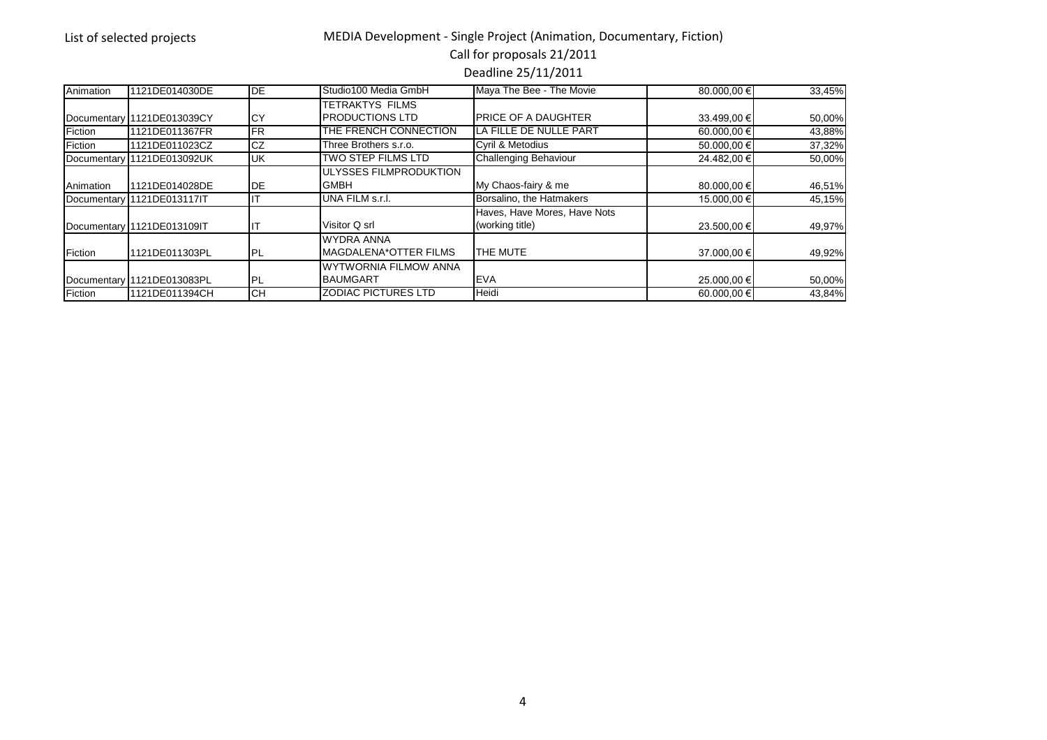List of selected projects

# MEDIA Development - Single Project (Animation, Documentary, Fiction)

## Call for proposals 21/2011

## Deadline 25/11/2011

| | | | | | | |
|---|---|---|---|---|---|---|
| Animation | 1121DE014030DE | DE | Studio100 Media GmbH | Maya The Bee - The Movie | 80.000,00 € | 33,45% |
| Documentary | 1121DE013039CY | CY | TETRAKTYS FILMS PRODUCTIONS LTD | PRICE OF A DAUGHTER | 33.499,00 € | 50,00% |
| Fiction | 1121DE011367FR | FR | THE FRENCH CONNECTION | LA FILLE DE NULLE PART | 60.000,00 € | 43,88% |
| Fiction | 1121DE011023CZ | CZ | Three Brothers s.r.o. | Cyril & Metodius | 50.000,00 € | 37,32% |
| Documentary | 1121DE013092UK | UK | TWO STEP FILMS LTD | Challenging Behaviour | 24.482,00 € | 50,00% |
| Animation | 1121DE014028DE | DE | ULYSSES FILMPRODUKTION GMBH | My Chaos-fairy & me | 80.000,00 € | 46,51% |
| Documentary | 1121DE013117IT | IT | UNA FILM s.r.l. | Borsalino, the Hatmakers | 15.000,00 € | 45,15% |
| Documentary | 1121DE013109IT | IT | Visitor Q srl | Haves, Have Mores, Have Nots (working title) | 23.500,00 € | 49,97% |
| Fiction | 1121DE011303PL | PL | WYDRA ANNA MAGDALENA*OTTER FILMS | THE MUTE | 37.000,00 € | 49,92% |
| Documentary | 1121DE013083PL | PL | WYTWORNIA FILMOW ANNA BAUMGART | EVA | 25.000,00 € | 50,00% |
| Fiction | 1121DE011394CH | CH | ZODIAC PICTURES LTD | Heidi | 60.000,00 € | 43,84% |